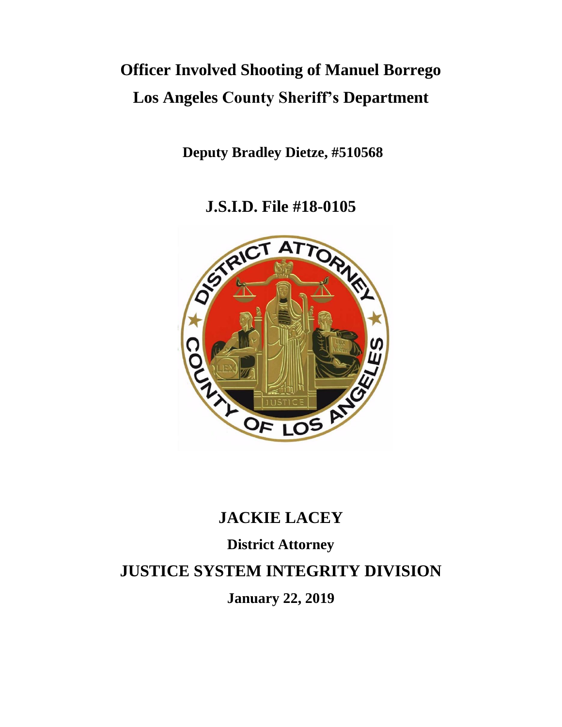# Officer Involved Shooting of Manuel Borrego

# Los Angeles County Sheriff's Department

**Deputy Bradley Dietze, #510568**

## J.S.I.D. File #18-0105

## JACKIE LACEY

**District Attorney**

## JUSTICE SYSTEM INTEGRITY DIVISION

**January 22, 2019**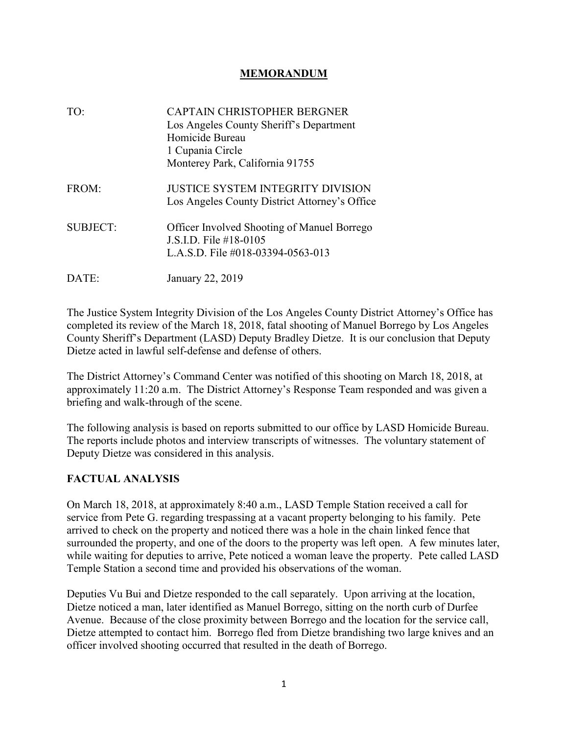# MEMORANDUM

| | |
|---|---|
| TO: | CAPTAIN CHRISTOPHER BERGNER<br>Los Angeles County Sheriff's Department<br>Homicide Bureau<br>1 Cupania Circle<br>Monterey Park, California 91755 |
| FROM: | JUSTICE SYSTEM INTEGRITY DIVISION<br>Los Angeles County District Attorney's Office |
| SUBJECT: | Officer Involved Shooting of Manuel Borrego<br>J.S.I.D. File #18-0105<br>L.A.S.D. File #018-03394-0563-013 |
| DATE: | January 22, 2019 |

The Justice System Integrity Division of the Los Angeles County District Attorney's Office has completed its review of the March 18, 2018, fatal shooting of Manuel Borrego by Los Angeles County Sheriff's Department (LASD) Deputy Bradley Dietze. It is our conclusion that Deputy Dietze acted in lawful self-defense and defense of others.

The District Attorney's Command Center was notified of this shooting on March 18, 2018, at approximately 11:20 a.m. The District Attorney's Response Team responded and was given a briefing and walk-through of the scene.

The following analysis is based on reports submitted to our office by LASD Homicide Bureau. The reports include photos and interview transcripts of witnesses. The voluntary statement of Deputy Dietze was considered in this analysis.

## FACTUAL ANALYSIS

On March 18, 2018, at approximately 8:40 a.m., LASD Temple Station received a call for service from Pete G. regarding trespassing at a vacant property belonging to his family. Pete arrived to check on the property and noticed there was a hole in the chain linked fence that surrounded the property, and one of the doors to the property was left open. A few minutes later, while waiting for deputies to arrive, Pete noticed a woman leave the property. Pete called LASD Temple Station a second time and provided his observations of the woman.

Deputies Vu Bui and Dietze responded to the call separately. Upon arriving at the location, Dietze noticed a man, later identified as Manuel Borrego, sitting on the north curb of Durfee Avenue. Because of the close proximity between Borrego and the location for the service call, Dietze attempted to contact him. Borrego fled from Dietze brandishing two large knives and an officer involved shooting occurred that resulted in the death of Borrego.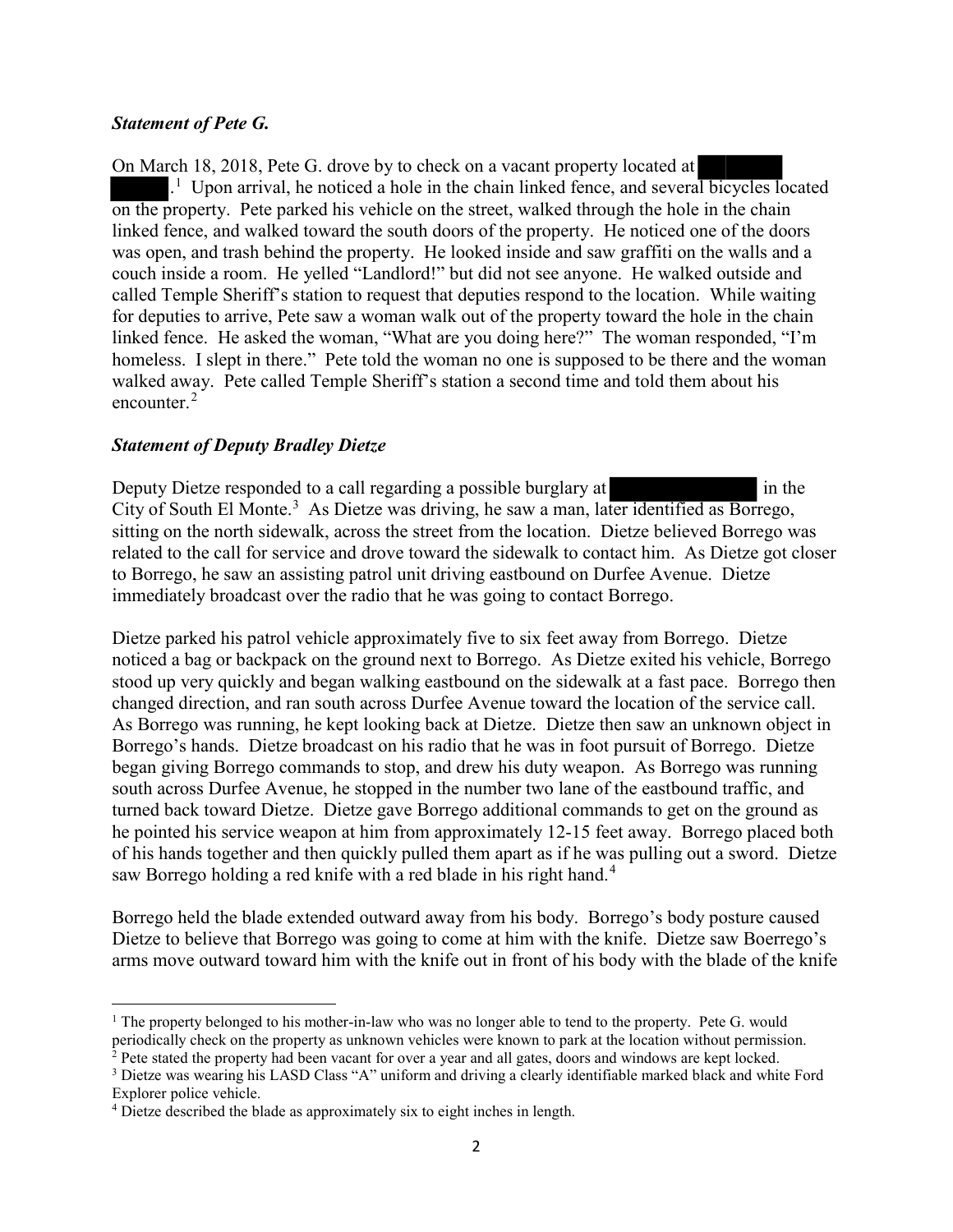### *Statement of Pete G.*

On March 18, 2018, Pete G. drove by to check on a vacant property located at ██████ ██████.[1] Upon arrival, he noticed a hole in the chain linked fence, and several bicycles located on the property. Pete parked his vehicle on the street, walked through the hole in the chain linked fence, and walked toward the south doors of the property. He noticed one of the doors was open, and trash behind the property. He looked inside and saw graffiti on the walls and a couch inside a room. He yelled "Landlord!" but did not see anyone. He walked outside and called Temple Sheriff's station to request that deputies respond to the location. While waiting for deputies to arrive, Pete saw a woman walk out of the property toward the hole in the chain linked fence. He asked the woman, "What are you doing here?" The woman responded, "I'm homeless. I slept in there." Pete told the woman no one is supposed to be there and the woman walked away. Pete called Temple Sheriff's station a second time and told them about his encounter.[2]

### *Statement of Deputy Bradley Dietze*

Deputy Dietze responded to a call regarding a possible burglary at ██████████ in the City of South El Monte.[3] As Dietze was driving, he saw a man, later identified as Borrego, sitting on the north sidewalk, across the street from the location. Dietze believed Borrego was related to the call for service and drove toward the sidewalk to contact him. As Dietze got closer to Borrego, he saw an assisting patrol unit driving eastbound on Durfee Avenue. Dietze immediately broadcast over the radio that he was going to contact Borrego.

Dietze parked his patrol vehicle approximately five to six feet away from Borrego. Dietze noticed a bag or backpack on the ground next to Borrego. As Dietze exited his vehicle, Borrego stood up very quickly and began walking eastbound on the sidewalk at a fast pace. Borrego then changed direction, and ran south across Durfee Avenue toward the location of the service call. As Borrego was running, he kept looking back at Dietze. Dietze then saw an unknown object in Borrego's hands. Dietze broadcast on his radio that he was in foot pursuit of Borrego. Dietze began giving Borrego commands to stop, and drew his duty weapon. As Borrego was running south across Durfee Avenue, he stopped in the number two lane of the eastbound traffic, and turned back toward Dietze. Dietze gave Borrego additional commands to get on the ground as he pointed his service weapon at him from approximately 12-15 feet away. Borrego placed both of his hands together and then quickly pulled them apart as if he was pulling out a sword. Dietze saw Borrego holding a red knife with a red blade in his right hand.[4]

Borrego held the blade extended outward away from his body. Borrego's body posture caused Dietze to believe that Borrego was going to come at him with the knife. Dietze saw Boerrego's arms move outward toward him with the knife out in front of his body with the blade of the knife

---

[1] The property belonged to his mother-in-law who was no longer able to tend to the property. Pete G. would periodically check on the property as unknown vehicles were known to park at the location without permission.

[2] Pete stated the property had been vacant for over a year and all gates, doors and windows are kept locked.

[3] Dietze was wearing his LASD Class "A" uniform and driving a clearly identifiable marked black and white Ford Explorer police vehicle.

[4] Dietze described the blade as approximately six to eight inches in length.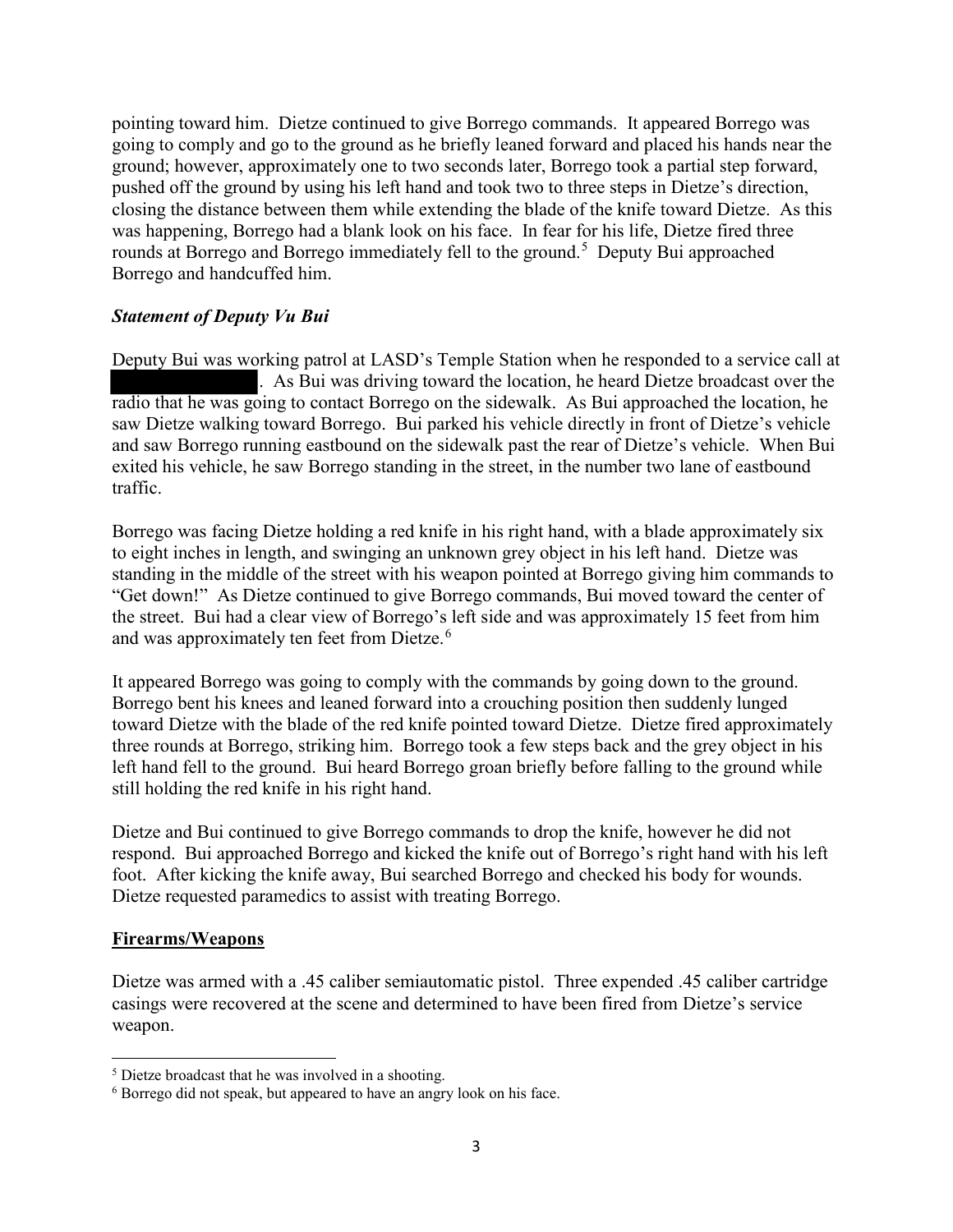pointing toward him. Dietze continued to give Borrego commands. It appeared Borrego was going to comply and go to the ground as he briefly leaned forward and placed his hands near the ground; however, approximately one to two seconds later, Borrego took a partial step forward, pushed off the ground by using his left hand and took two to three steps in Dietze's direction, closing the distance between them while extending the blade of the knife toward Dietze. As this was happening, Borrego had a blank look on his face. In fear for his life, Dietze fired three rounds at Borrego and Borrego immediately fell to the ground.[5] Deputy Bui approached Borrego and handcuffed him.

### *Statement of Deputy Vu Bui*

Deputy Bui was working patrol at LASD's Temple Station when he responded to a service call at [REDACTED]. As Bui was driving toward the location, he heard Dietze broadcast over the radio that he was going to contact Borrego on the sidewalk. As Bui approached the location, he saw Dietze walking toward Borrego. Bui parked his vehicle directly in front of Dietze's vehicle and saw Borrego running eastbound on the sidewalk past the rear of Dietze's vehicle. When Bui exited his vehicle, he saw Borrego standing in the street, in the number two lane of eastbound traffic.

Borrego was facing Dietze holding a red knife in his right hand, with a blade approximately six to eight inches in length, and swinging an unknown grey object in his left hand. Dietze was standing in the middle of the street with his weapon pointed at Borrego giving him commands to "Get down!" As Dietze continued to give Borrego commands, Bui moved toward the center of the street. Bui had a clear view of Borrego's left side and was approximately 15 feet from him and was approximately ten feet from Dietze.[6]

It appeared Borrego was going to comply with the commands by going down to the ground. Borrego bent his knees and leaned forward into a crouching position then suddenly lunged toward Dietze with the blade of the red knife pointed toward Dietze. Dietze fired approximately three rounds at Borrego, striking him. Borrego took a few steps back and the grey object in his left hand fell to the ground. Bui heard Borrego groan briefly before falling to the ground while still holding the red knife in his right hand.

Dietze and Bui continued to give Borrego commands to drop the knife, however he did not respond. Bui approached Borrego and kicked the knife out of Borrego's right hand with his left foot. After kicking the knife away, Bui searched Borrego and checked his body for wounds. Dietze requested paramedics to assist with treating Borrego.

## **Firearms/Weapons**

Dietze was armed with a .45 caliber semiautomatic pistol. Three expended .45 caliber cartridge casings were recovered at the scene and determined to have been fired from Dietze's service weapon.

---

[5] Dietze broadcast that he was involved in a shooting.

[6] Borrego did not speak, but appeared to have an angry look on his face.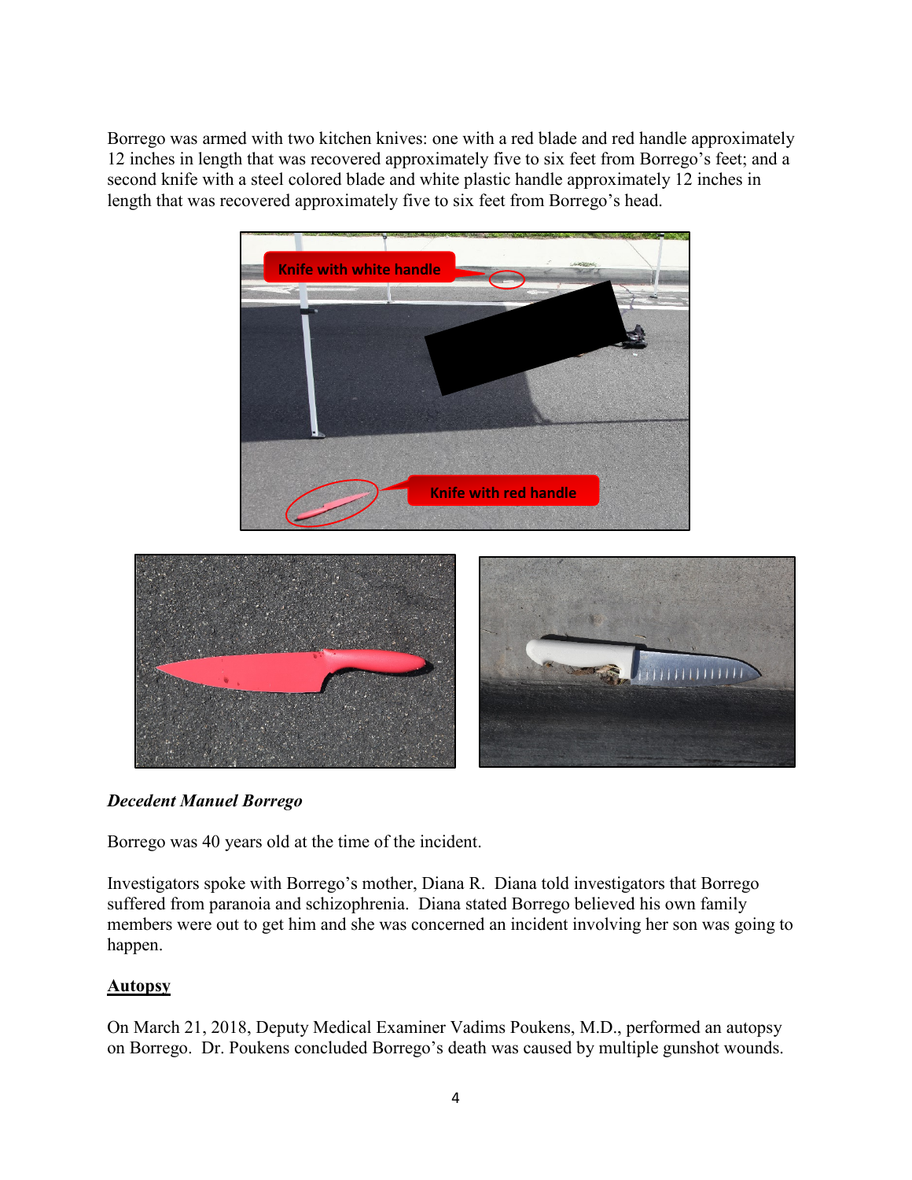Borrego was armed with two kitchen knives: one with a red blade and red handle approximately 12 inches in length that was recovered approximately five to six feet from Borrego's feet; and a second knife with a steel colored blade and white plastic handle approximately 12 inches in length that was recovered approximately five to six feet from Borrego's head.

***Decedent Manuel Borrego***

Borrego was 40 years old at the time of the incident.

Investigators spoke with Borrego's mother, Diana R. Diana told investigators that Borrego suffered from paranoia and schizophrenia. Diana stated Borrego believed his own family members were out to get him and she was concerned an incident involving her son was going to happen.

**Autopsy**

On March 21, 2018, Deputy Medical Examiner Vadims Poukens, M.D., performed an autopsy on Borrego. Dr. Poukens concluded Borrego's death was caused by multiple gunshot wounds.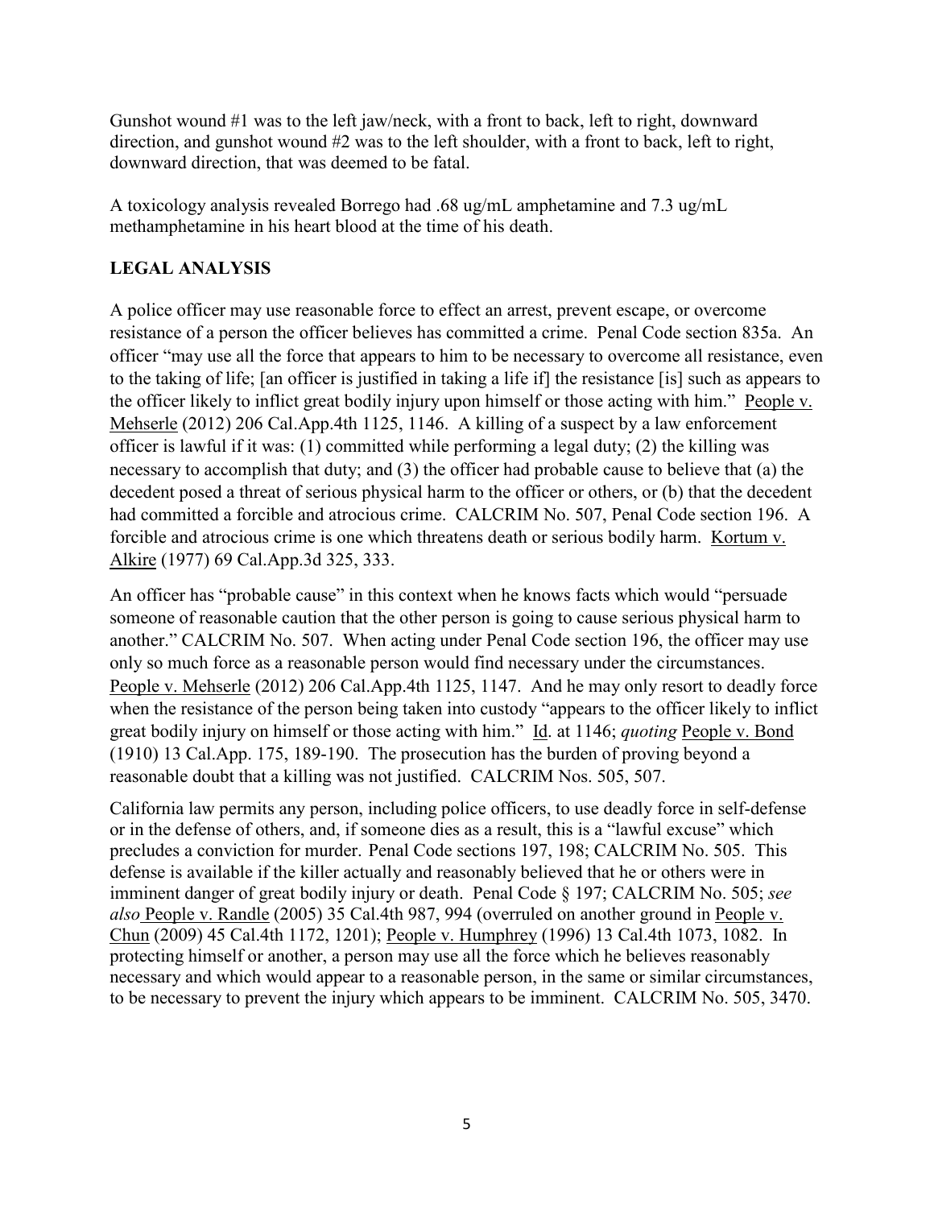Gunshot wound #1 was to the left jaw/neck, with a front to back, left to right, downward direction, and gunshot wound #2 was to the left shoulder, with a front to back, left to right, downward direction, that was deemed to be fatal.

A toxicology analysis revealed Borrego had .68 ug/mL amphetamine and 7.3 ug/mL methamphetamine in his heart blood at the time of his death.

## LEGAL ANALYSIS

A police officer may use reasonable force to effect an arrest, prevent escape, or overcome resistance of a person the officer believes has committed a crime. Penal Code section 835a. An officer "may use all the force that appears to him to be necessary to overcome all resistance, even to the taking of life; [an officer is justified in taking a life if] the resistance [is] such as appears to the officer likely to inflict great bodily injury upon himself or those acting with him." People v. Mehserle (2012) 206 Cal.App.4th 1125, 1146. A killing of a suspect by a law enforcement officer is lawful if it was: (1) committed while performing a legal duty; (2) the killing was necessary to accomplish that duty; and (3) the officer had probable cause to believe that (a) the decedent posed a threat of serious physical harm to the officer or others, or (b) that the decedent had committed a forcible and atrocious crime. CALCRIM No. 507, Penal Code section 196. A forcible and atrocious crime is one which threatens death or serious bodily harm. Kortum v. Alkire (1977) 69 Cal.App.3d 325, 333.

An officer has "probable cause" in this context when he knows facts which would "persuade someone of reasonable caution that the other person is going to cause serious physical harm to another." CALCRIM No. 507. When acting under Penal Code section 196, the officer may use only so much force as a reasonable person would find necessary under the circumstances. People v. Mehserle (2012) 206 Cal.App.4th 1125, 1147. And he may only resort to deadly force when the resistance of the person being taken into custody "appears to the officer likely to inflict great bodily injury on himself or those acting with him." Id. at 1146; *quoting* People v. Bond (1910) 13 Cal.App. 175, 189-190. The prosecution has the burden of proving beyond a reasonable doubt that a killing was not justified. CALCRIM Nos. 505, 507.

California law permits any person, including police officers, to use deadly force in self-defense or in the defense of others, and, if someone dies as a result, this is a "lawful excuse" which precludes a conviction for murder. Penal Code sections 197, 198; CALCRIM No. 505. This defense is available if the killer actually and reasonably believed that he or others were in imminent danger of great bodily injury or death. Penal Code § 197; CALCRIM No. 505; *see also* People v. Randle (2005) 35 Cal.4th 987, 994 (overruled on another ground in People v. Chun (2009) 45 Cal.4th 1172, 1201); People v. Humphrey (1996) 13 Cal.4th 1073, 1082. In protecting himself or another, a person may use all the force which he believes reasonably necessary and which would appear to a reasonable person, in the same or similar circumstances, to be necessary to prevent the injury which appears to be imminent. CALCRIM No. 505, 3470.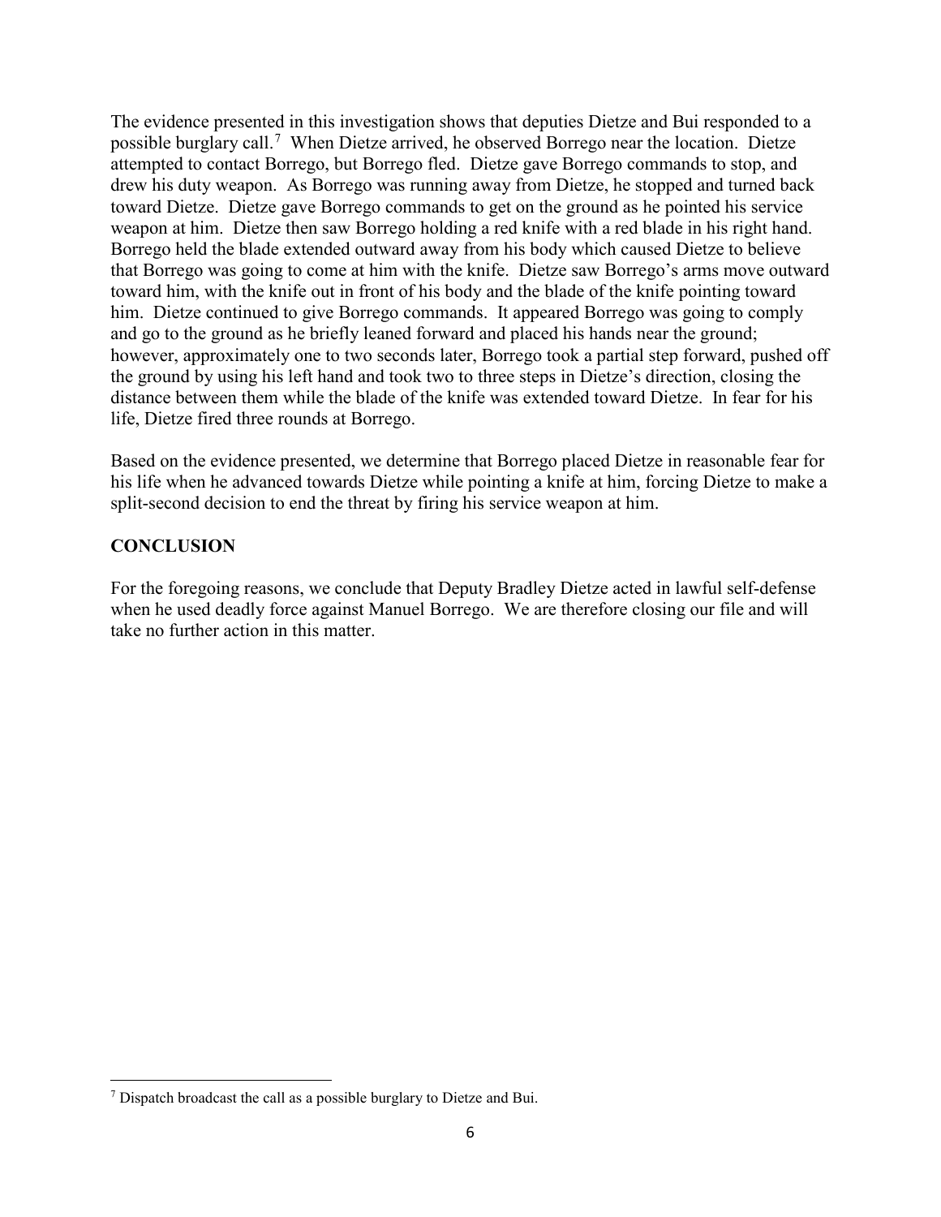The evidence presented in this investigation shows that deputies Dietze and Bui responded to a possible burglary call.[7] When Dietze arrived, he observed Borrego near the location. Dietze attempted to contact Borrego, but Borrego fled. Dietze gave Borrego commands to stop, and drew his duty weapon. As Borrego was running away from Dietze, he stopped and turned back toward Dietze. Dietze gave Borrego commands to get on the ground as he pointed his service weapon at him. Dietze then saw Borrego holding a red knife with a red blade in his right hand. Borrego held the blade extended outward away from his body which caused Dietze to believe that Borrego was going to come at him with the knife. Dietze saw Borrego's arms move outward toward him, with the knife out in front of his body and the blade of the knife pointing toward him. Dietze continued to give Borrego commands. It appeared Borrego was going to comply and go to the ground as he briefly leaned forward and placed his hands near the ground; however, approximately one to two seconds later, Borrego took a partial step forward, pushed off the ground by using his left hand and took two to three steps in Dietze's direction, closing the distance between them while the blade of the knife was extended toward Dietze. In fear for his life, Dietze fired three rounds at Borrego.

Based on the evidence presented, we determine that Borrego placed Dietze in reasonable fear for his life when he advanced towards Dietze while pointing a knife at him, forcing Dietze to make a split-second decision to end the threat by firing his service weapon at him.

## CONCLUSION

For the foregoing reasons, we conclude that Deputy Bradley Dietze acted in lawful self-defense when he used deadly force against Manuel Borrego. We are therefore closing our file and will take no further action in this matter.

[7] Dispatch broadcast the call as a possible burglary to Dietze and Bui.